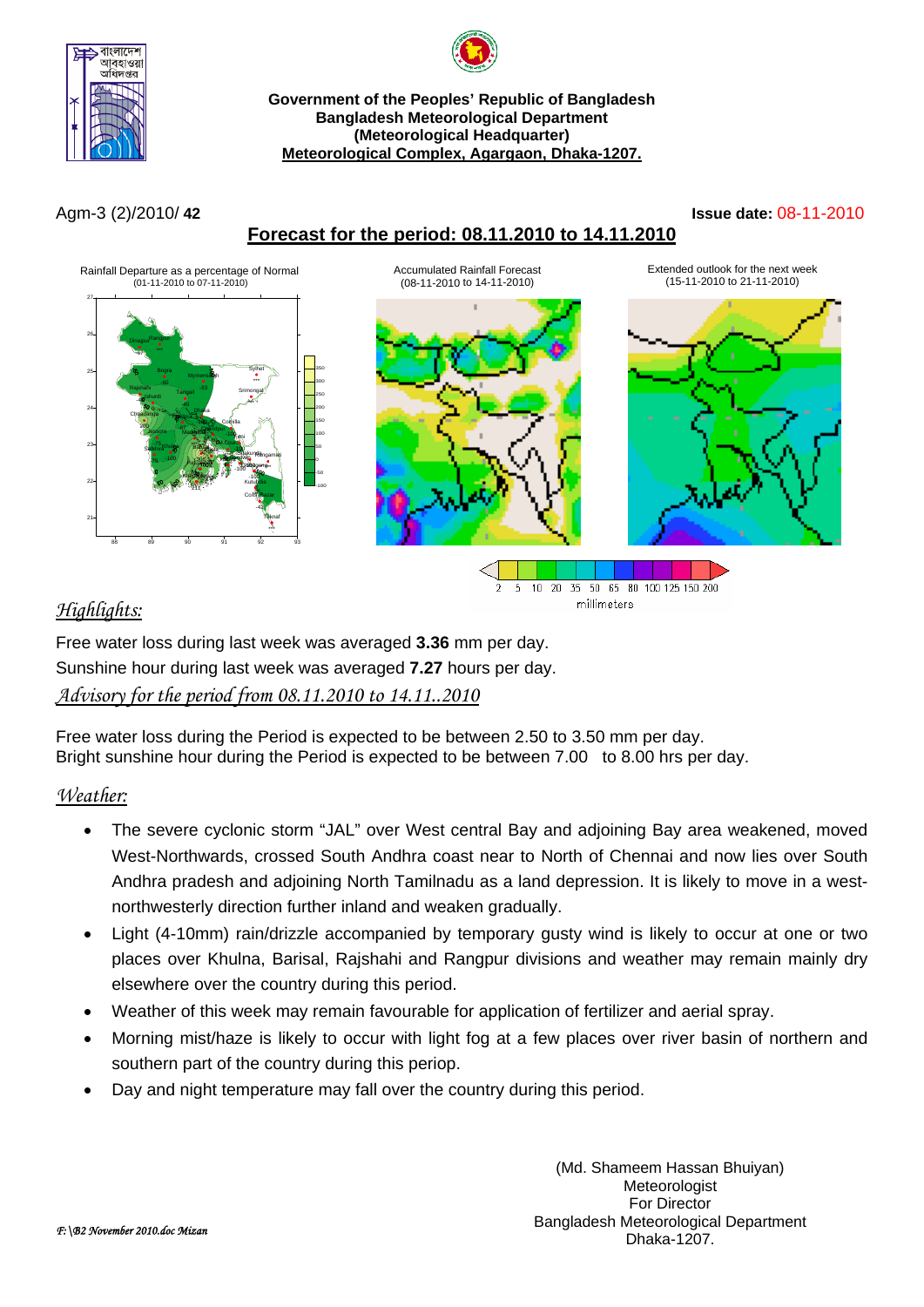Government of the Peoples' Republic of Bangladesh
Bangladesh Meteorological Department
(Meteorological Headquarter)
Meteorological Complex, Agargaon, Dhaka-1207.

Agm-3 (2)/2010/ **42**

**Issue date:** 08-11-2010

## Forecast for the period: 08.11.2010 to 14.11.2010

Rainfall Departure as a percentage of Normal (01-11-2010 to 07-11-2010)

Accumulated Rainfall Forecast (08-11-2010 to 14-11-2010)

Extended outlook for the next week (15-11-2010 to 21-11-2010)

2 5 10 20 35 50 65 80 100 125 150 200
millimeters

### *Highlights:*

Free water loss during last week was averaged **3.36** mm per day.

Sunshine hour during last week was averaged **7.27** hours per day.

### *Advisory for the period from 08.11.2010 to 14.11..2010*

Free water loss during the Period is expected to be between 2.50 to 3.50 mm per day.
Bright sunshine hour during the Period is expected to be between 7.00 to 8.00 hrs per day.

### *Weather:*

- The severe cyclonic storm "JAL" over West central Bay and adjoining Bay area weakened, moved West-Northwards, crossed South Andhra coast near to North of Chennai and now lies over South Andhra pradesh and adjoining North Tamilnadu as a land depression. It is likely to move in a west-northwesterly direction further inland and weaken gradually.
- Light (4-10mm) rain/drizzle accompanied by temporary gusty wind is likely to occur at one or two places over Khulna, Barisal, Rajshahi and Rangpur divisions and weather may remain mainly dry elsewhere over the country during this period.
- Weather of this week may remain favourable for application of fertilizer and aerial spray.
- Morning mist/haze is likely to occur with light fog at a few places over river basin of northern and southern part of the country during this periop.
- Day and night temperature may fall over the country during this period.

(Md. Shameem Hassan Bhuiyan)
Meteorologist
For Director
Bangladesh Meteorological Department
Dhaka-1207.

*F:\B2 November 2010.doc Mizan*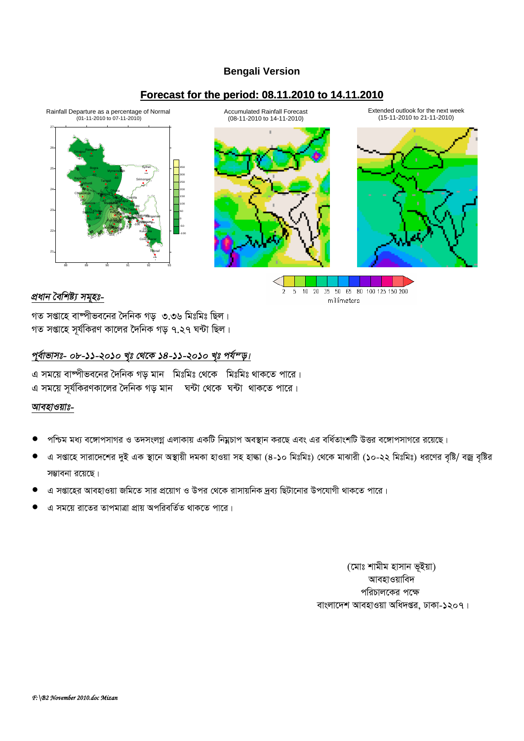## Bengali Version

## Forecast for the period: 08.11.2010 to 14.11.2010

Rainfall Departure as a percentage of Normal (01-11-2010 to 07-11-2010)

Accumulated Rainfall Forecast (08-11-2010 to 14-11-2010)

Extended outlook for the next week (15-11-2010 to 21-11-2010)

2 5 10 20 35 50 65 80 100 125 150 200 millimeters

### *প্রধান বৈশিষ্ট্য সমূহঃ-*

গত সপ্তাহে বাষ্পীভবনের দৈনিক গড় ৩.৩৬ মিঃমিঃ ছিল।
গত সপ্তাহে সূর্যকিরণ কালের দৈনিক গড় ৭.২৭ ঘন্টা ছিল।

### *পূর্বাভাসঃ- ০৮-১১-২০১০ খৃঃ থেকে ১৪-১১-২০১০ খৃঃ পর্যন্ত।*

এ সময়ে বাষ্পীভবনের দৈনিক গড় মান মিঃমিঃ থেকে মিঃমিঃ থাকতে পারে।
এ সময়ে সূর্যকিরণকালের দৈনিক গড় মান ঘন্টা থেকে ঘন্টা থাকতে পারে।

### *আবহাওয়াঃ-*

- পশ্চিম মধ্য বঙ্গোপসাগর ও তদসংলগ্ন এলাকায় একটি নিম্নচাপ অবস্থান করছে এবং এর বর্ধিতাংশটি উত্তর বঙ্গোপসাগরে রয়েছে।
- এ সপ্তাহে সারাদেশের দুই এক স্থানে অস্থায়ী দমকা হাওয়া সহ হাল্কা (৪-১০ মিঃমিঃ) থেকে মাঝারী (১০-২২ মিঃমিঃ) ধরণের বৃষ্টি/ বজ্র বৃষ্টির সম্ভাবনা রয়েছে।
- এ সপ্তাহের আবহাওয়া জমিতে সার প্রয়োগ ও উপর থেকে রাসায়নিক দ্রব্য ছিটানোর উপযোগী থাকতে পারে।
- এ সময়ে রাতের তাপমাত্রা প্রায় অপরিবর্তিত থাকতে পারে।

(মোঃ শামীম হাসান ভূইয়া)
আবহাওয়াবিদ
পরিচালকের পক্ষে
বাংলাদেশ আবহাওয়া অধিদপ্তর, ঢাকা-১২০৭।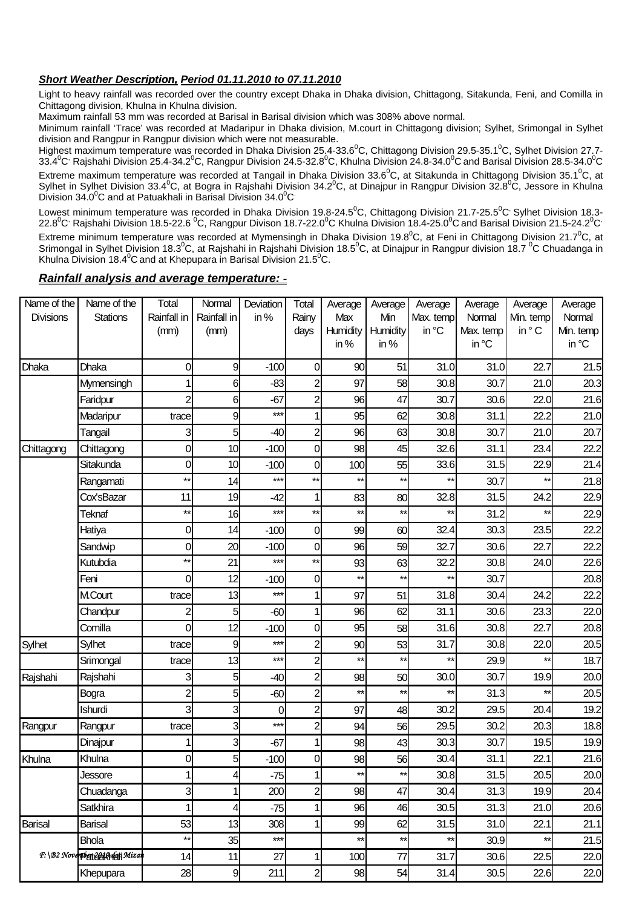***Short Weather Description, Period 01.11.2010 to 07.11.2010***

Light to heavy rainfall was recorded over the country except Dhaka in Dhaka division, Chittagong, Sitakunda, Feni, and Comilla in Chittagong division, Khulna in Khulna division.

Maximum rainfall 53 mm was recorded at Barisal in Barisal division which was 308% above normal.

Minimum rainfall 'Trace' was recorded at Madaripur in Dhaka division, M.court in Chittagong division; Sylhet, Srimongal in Sylhet division and Rangpur in Rangpur division which were not measurable.

Highest maximum temperature was recorded in Dhaka Division 25.4-33.6$^0$C, Chittagong Division 29.5-35.1$^0$C, Sylhet Division 27.7-33.4$^0$C, Rajshahi Division 25.4-34.2$^0$C, Rangpur Division 24.5-32.8$^0$C, Khulna Division 24.8-34.0$^0$C and Barisal Division 28.5-34.0$^0$C

Extreme maximum temperature was recorded at Tangail in Dhaka Division 33.6$^0$C, at Sitakunda in Chittagong Division 35.1$^0$C, at Sylhet in Sylhet Division 33.4$^0$C, at Bogra in Rajshahi Division 34.2$^0$C, at Dinajpur in Rangpur Division 32.8$^0$C, Jessore in Khulna Division 34.0$^0$C and at Patuakhali in Barisal Division 34.0$^0$C.

Lowest minimum temperature was recorded in Dhaka Division 19.8-24.5$^0$C, Chittagong Division 21.7-25.5$^0$C, Sylhet Division 18.3-22.8$^0$C, Rajshahi Division 18.5-22.6 $^0$C, Rangpur Divison 18.7-22.0$^0$C Khulna Division 18.4-25.0$^0$C and Barisal Division 21.5-24.2$^0$C.

Extreme minimum temperature was recorded at Mymensingh in Dhaka Division 19.8$^0$C, at Feni in Chittagong Division 21.7$^0$C, at Srimongal in Sylhet Division 18.3$^0$C, at Rajshahi in Rajshahi Division 18.5$^0$C, at Dinajpur in Rangpur division 18.7 $^0$C Chuadanga in Khulna Division 18.4$^0$C and at Khepupara in Barisal Division 21.5$^0$C.

***Rainfall analysis and average temperature: -***

| Name of the Divisions | Name of the Stations | Total Rainfall in (mm) | Normal Rainfall in (mm) | Deviation in % | Total Rainy days | Average Max Humidity in % | Average Min Humidity in % | Average Max. temp in °C | Average Normal Max. temp in °C | Average Min. temp in ° C | Average Normal Min. temp in °C |
|---|---|---|---|---|---|---|---|---|---|---|---|
| Dhaka | Dhaka | 0 | 9 | -100 | 0 | 90 | 51 | 31.0 | 31.0 | 22.7 | 21.5 |
| | Mymensingh | 1 | 6 | -83 | 2 | 97 | 58 | 30.8 | 30.7 | 21.0 | 20.3 |
| | Faridpur | 2 | 6 | -67 | 2 | 96 | 47 | 30.7 | 30.6 | 22.0 | 21.6 |
| | Madaripur | trace | 9 | *** | 1 | 95 | 62 | 30.8 | 31.1 | 22.2 | 21.0 |
| | Tangail | 3 | 5 | -40 | 2 | 96 | 63 | 30.8 | 30.7 | 21.0 | 20.7 |
| Chittagong | Chittagong | 0 | 10 | -100 | 0 | 98 | 45 | 32.6 | 31.1 | 23.4 | 22.2 |
| | Sitakunda | 0 | 10 | -100 | 0 | 100 | 55 | 33.6 | 31.5 | 22.9 | 21.4 |
| | Rangamati | ** | 14 | *** | ** | ** | ** | ** | 30.7 | ** | 21.8 |
| | Cox'sBazar | 11 | 19 | -42 | 1 | 83 | 80 | 32.8 | 31.5 | 24.2 | 22.9 |
| | Teknaf | ** | 16 | *** | ** | ** | ** | ** | 31.2 | ** | 22.9 |
| | Hatiya | 0 | 14 | -100 | 0 | 99 | 60 | 32.4 | 30.3 | 23.5 | 22.2 |
| | Sandwip | 0 | 20 | -100 | 0 | 96 | 59 | 32.7 | 30.6 | 22.7 | 22.2 |
| | Kutubdia | ** | 21 | *** | ** | 93 | 63 | 32.2 | 30.8 | 24.0 | 22.6 |
| | Feni | 0 | 12 | -100 | 0 | ** | ** | ** | 30.7 | | 20.8 |
| | M.Court | trace | 13 | *** | 1 | 97 | 51 | 31.8 | 30.4 | 24.2 | 22.2 |
| | Chandpur | 2 | 5 | -60 | 1 | 96 | 62 | 31.1 | 30.6 | 23.3 | 22.0 |
| | Comilla | 0 | 12 | -100 | 0 | 95 | 58 | 31.6 | 30.8 | 22.7 | 20.8 |
| Sylhet | Sylhet | trace | 9 | *** | 2 | 90 | 53 | 31.7 | 30.8 | 22.0 | 20.5 |
| | Srimongal | trace | 13 | *** | 2 | ** | ** | ** | 29.9 | ** | 18.7 |
| Rajshahi | Rajshahi | 3 | 5 | -40 | 2 | 98 | 50 | 30.0 | 30.7 | 19.9 | 20.0 |
| | Bogra | 2 | 5 | -60 | 2 | ** | ** | ** | 31.3 | ** | 20.5 |
| | Ishurdi | 3 | 3 | 0 | 2 | 97 | 48 | 30.2 | 29.5 | 20.4 | 19.2 |
| Rangpur | Rangpur | trace | 3 | *** | 2 | 94 | 56 | 29.5 | 30.2 | 20.3 | 18.8 |
| | Dinajpur | 1 | 3 | -67 | 1 | 98 | 43 | 30.3 | 30.7 | 19.5 | 19.9 |
| Khulna | Khulna | 0 | 5 | -100 | 0 | 98 | 56 | 30.4 | 31.1 | 22.1 | 21.6 |
| | Jessore | 1 | 4 | -75 | 1 | ** | ** | 30.8 | 31.5 | 20.5 | 20.0 |
| | Chuadanga | 3 | 1 | 200 | 2 | 98 | 47 | 30.4 | 31.3 | 19.9 | 20.4 |
| | Satkhira | 1 | 4 | -75 | 1 | 96 | 46 | 30.5 | 31.3 | 21.0 | 20.6 |
| Barisal | Barisal | 53 | 13 | 308 | 1 | 99 | 62 | 31.5 | 31.0 | 22.1 | 21.1 |
| | Bhola | ** | 35 | *** | | ** | ** | ** | 30.9 | ** | 21.5 |
| | Patuakhali | 14 | 11 | 27 | 1 | 100 | 77 | 31.7 | 30.6 | 22.5 | 22.0 |
| | Khepupara | 28 | 9 | 211 | 2 | 98 | 54 | 31.4 | 30.5 | 22.6 | 22.0 |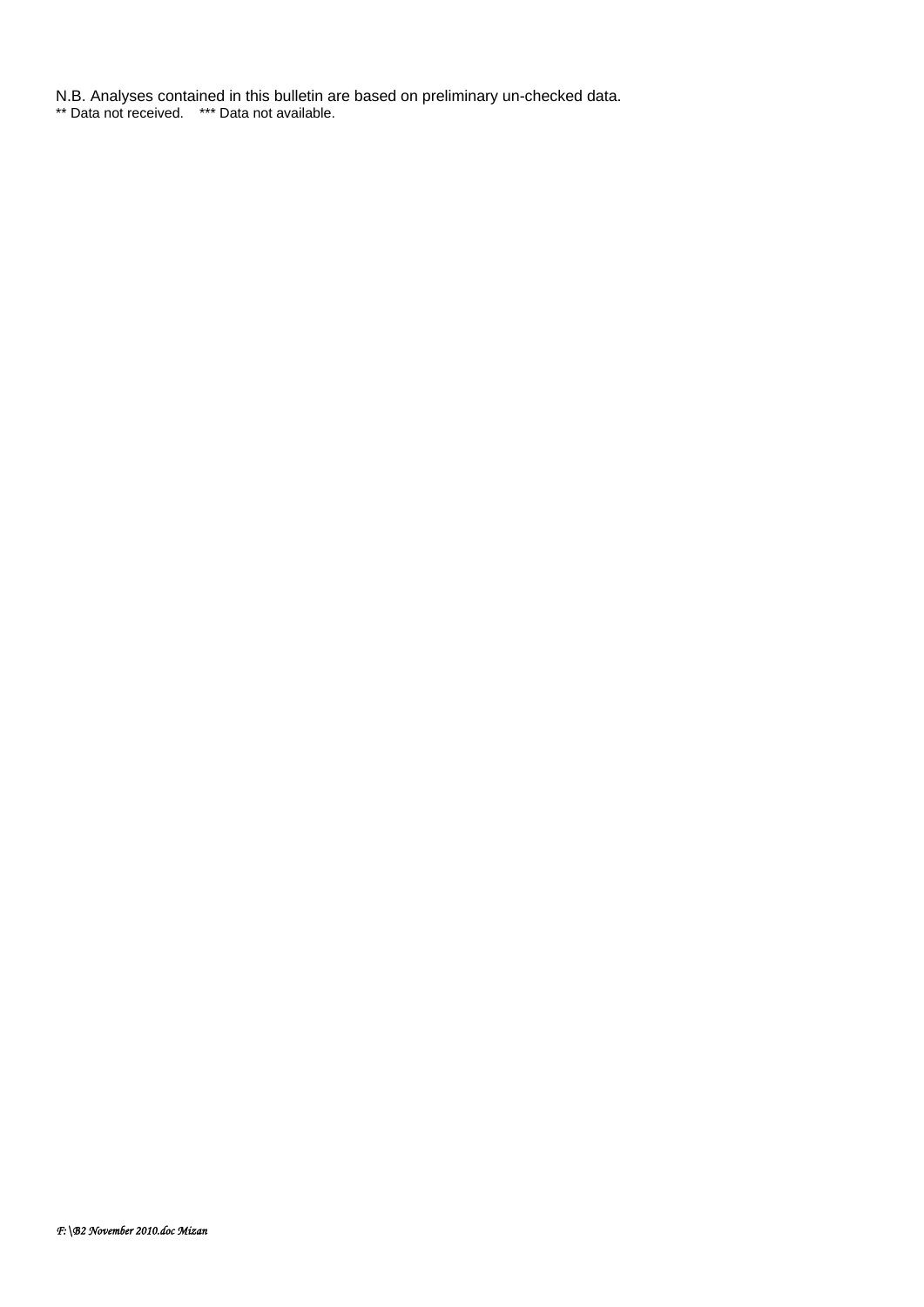N.B. Analyses contained in this bulletin are based on preliminary un-checked data.

** Data not received.    *** Data not available.

*F: \B2 November 2010.doc Mizan*